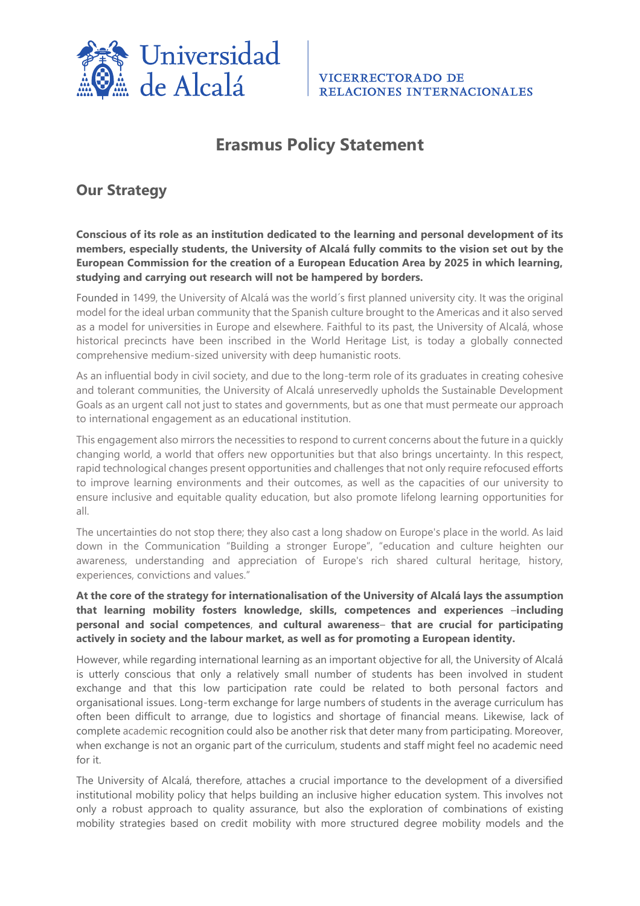Universidad de Alcalá

VICERRECTORADO DE RELACIONES INTERNACIONALES

# Erasmus Policy Statement

## Our Strategy

**Conscious of its role as an institution dedicated to the learning and personal development of its members, especially students, the University of Alcalá fully commits to the vision set out by the European Commission for the creation of a European Education Area by 2025 in which learning, studying and carrying out research will not be hampered by borders.**

Founded in 1499, the University of Alcalá was the world´s first planned university city. It was the original model for the ideal urban community that the Spanish culture brought to the Americas and it also served as a model for universities in Europe and elsewhere. Faithful to its past, the University of Alcalá, whose historical precincts have been inscribed in the World Heritage List, is today a globally connected comprehensive medium-sized university with deep humanistic roots.

As an influential body in civil society, and due to the long-term role of its graduates in creating cohesive and tolerant communities, the University of Alcalá unreservedly upholds the Sustainable Development Goals as an urgent call not just to states and governments, but as one that must permeate our approach to international engagement as an educational institution.

This engagement also mirrors the necessities to respond to current concerns about the future in a quickly changing world, a world that offers new opportunities but that also brings uncertainty. In this respect, rapid technological changes present opportunities and challenges that not only require refocused efforts to improve learning environments and their outcomes, as well as the capacities of our university to ensure inclusive and equitable quality education, but also promote lifelong learning opportunities for all.

The uncertainties do not stop there; they also cast a long shadow on Europe's place in the world. As laid down in the Communication "Building a stronger Europe", "education and culture heighten our awareness, understanding and appreciation of Europe's rich shared cultural heritage, history, experiences, convictions and values."

**At the core of the strategy for internationalisation of the University of Alcalá lays the assumption that learning mobility fosters knowledge, skills, competences and experiences –including personal and social competences, and cultural awareness– that are crucial for participating actively in society and the labour market, as well as for promoting a European identity.**

However, while regarding international learning as an important objective for all, the University of Alcalá is utterly conscious that only a relatively small number of students has been involved in student exchange and that this low participation rate could be related to both personal factors and organisational issues. Long-term exchange for large numbers of students in the average curriculum has often been difficult to arrange, due to logistics and shortage of financial means. Likewise, lack of complete academic recognition could also be another risk that deter many from participating. Moreover, when exchange is not an organic part of the curriculum, students and staff might feel no academic need for it.

The University of Alcalá, therefore, attaches a crucial importance to the development of a diversified institutional mobility policy that helps building an inclusive higher education system. This involves not only a robust approach to quality assurance, but also the exploration of combinations of existing mobility strategies based on credit mobility with more structured degree mobility models and the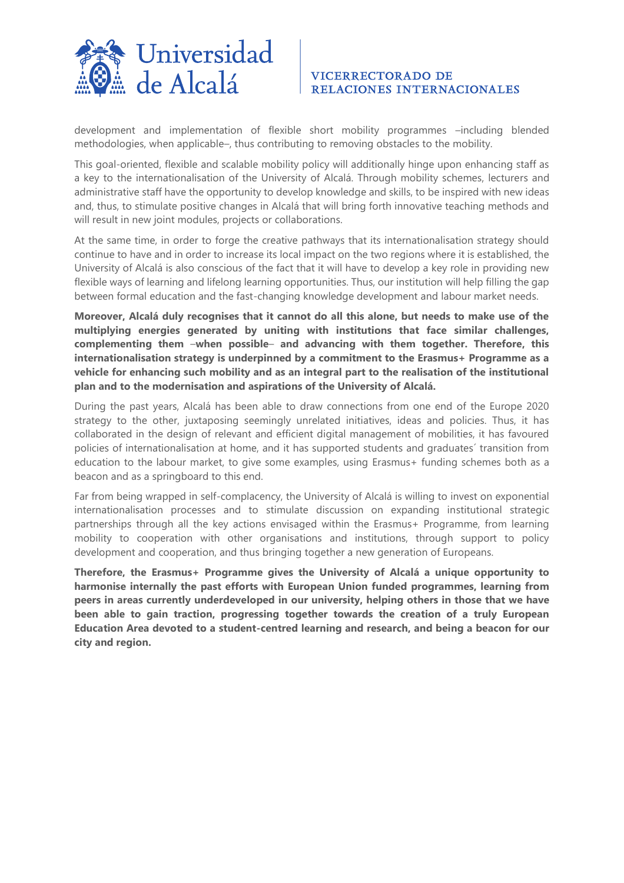development and implementation of flexible short mobility programmes –including blended methodologies, when applicable–, thus contributing to removing obstacles to the mobility.

This goal-oriented, flexible and scalable mobility policy will additionally hinge upon enhancing staff as a key to the internationalisation of the University of Alcalá. Through mobility schemes, lecturers and administrative staff have the opportunity to develop knowledge and skills, to be inspired with new ideas and, thus, to stimulate positive changes in Alcalá that will bring forth innovative teaching methods and will result in new joint modules, projects or collaborations.

At the same time, in order to forge the creative pathways that its internationalisation strategy should continue to have and in order to increase its local impact on the two regions where it is established, the University of Alcalá is also conscious of the fact that it will have to develop a key role in providing new flexible ways of learning and lifelong learning opportunities. Thus, our institution will help filling the gap between formal education and the fast-changing knowledge development and labour market needs.

**Moreover, Alcalá duly recognises that it cannot do all this alone, but needs to make use of the multiplying energies generated by uniting with institutions that face similar challenges, complementing them –when possible– and advancing with them together. Therefore, this internationalisation strategy is underpinned by a commitment to the Erasmus+ Programme as a vehicle for enhancing such mobility and as an integral part to the realisation of the institutional plan and to the modernisation and aspirations of the University of Alcalá.**

During the past years, Alcalá has been able to draw connections from one end of the Europe 2020 strategy to the other, juxtaposing seemingly unrelated initiatives, ideas and policies. Thus, it has collaborated in the design of relevant and efficient digital management of mobilities, it has favoured policies of internationalisation at home, and it has supported students and graduates´ transition from education to the labour market, to give some examples, using Erasmus+ funding schemes both as a beacon and as a springboard to this end.

Far from being wrapped in self-complacency, the University of Alcalá is willing to invest on exponential internationalisation processes and to stimulate discussion on expanding institutional strategic partnerships through all the key actions envisaged within the Erasmus+ Programme, from learning mobility to cooperation with other organisations and institutions, through support to policy development and cooperation, and thus bringing together a new generation of Europeans.

**Therefore, the Erasmus+ Programme gives the University of Alcalá a unique opportunity to harmonise internally the past efforts with European Union funded programmes, learning from peers in areas currently underdeveloped in our university, helping others in those that we have been able to gain traction, progressing together towards the creation of a truly European Education Area devoted to a student-centred learning and research, and being a beacon for our city and region.**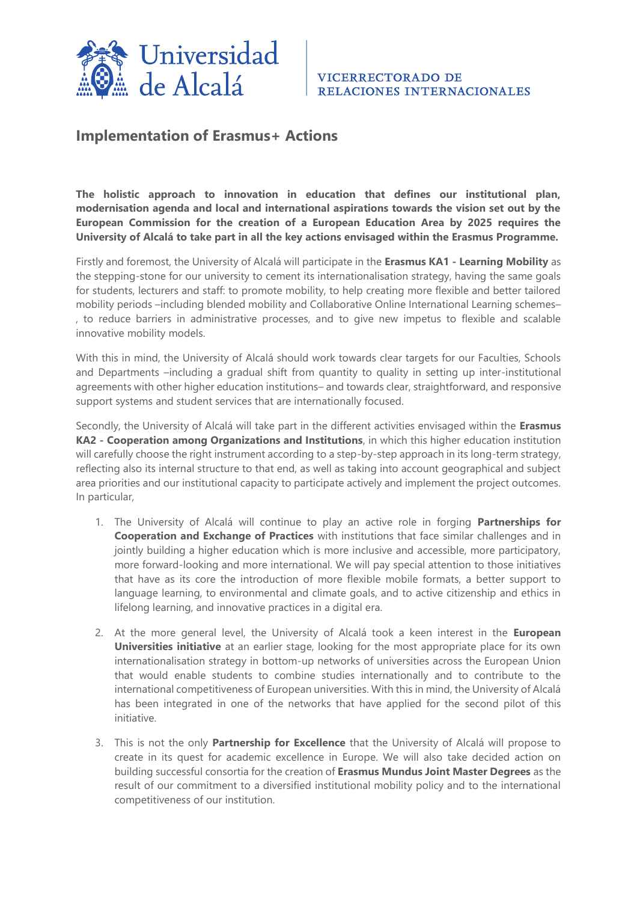## Implementation of Erasmus+ Actions

**The holistic approach to innovation in education that defines our institutional plan, modernisation agenda and local and international aspirations towards the vision set out by the European Commission for the creation of a European Education Area by 2025 requires the University of Alcalá to take part in all the key actions envisaged within the Erasmus Programme.**

Firstly and foremost, the University of Alcalá will participate in the **Erasmus KA1 - Learning Mobility** as the stepping-stone for our university to cement its internationalisation strategy, having the same goals for students, lecturers and staff: to promote mobility, to help creating more flexible and better tailored mobility periods –including blended mobility and Collaborative Online International Learning schemes–, to reduce barriers in administrative processes, and to give new impetus to flexible and scalable innovative mobility models.

With this in mind, the University of Alcalá should work towards clear targets for our Faculties, Schools and Departments –including a gradual shift from quantity to quality in setting up inter-institutional agreements with other higher education institutions– and towards clear, straightforward, and responsive support systems and student services that are internationally focused.

Secondly, the University of Alcalá will take part in the different activities envisaged within the **Erasmus KA2 - Cooperation among Organizations and Institutions**, in which this higher education institution will carefully choose the right instrument according to a step-by-step approach in its long-term strategy, reflecting also its internal structure to that end, as well as taking into account geographical and subject area priorities and our institutional capacity to participate actively and implement the project outcomes. In particular,

1. The University of Alcalá will continue to play an active role in forging **Partnerships for Cooperation and Exchange of Practices** with institutions that face similar challenges and in jointly building a higher education which is more inclusive and accessible, more participatory, more forward-looking and more international. We will pay special attention to those initiatives that have as its core the introduction of more flexible mobile formats, a better support to language learning, to environmental and climate goals, and to active citizenship and ethics in lifelong learning, and innovative practices in a digital era.

2. At the more general level, the University of Alcalá took a keen interest in the **European Universities initiative** at an earlier stage, looking for the most appropriate place for its own internationalisation strategy in bottom-up networks of universities across the European Union that would enable students to combine studies internationally and to contribute to the international competitiveness of European universities. With this in mind, the University of Alcalá has been integrated in one of the networks that have applied for the second pilot of this initiative.

3. This is not the only **Partnership for Excellence** that the University of Alcalá will propose to create in its quest for academic excellence in Europe. We will also take decided action on building successful consortia for the creation of **Erasmus Mundus Joint Master Degrees** as the result of our commitment to a diversified institutional mobility policy and to the international competitiveness of our institution.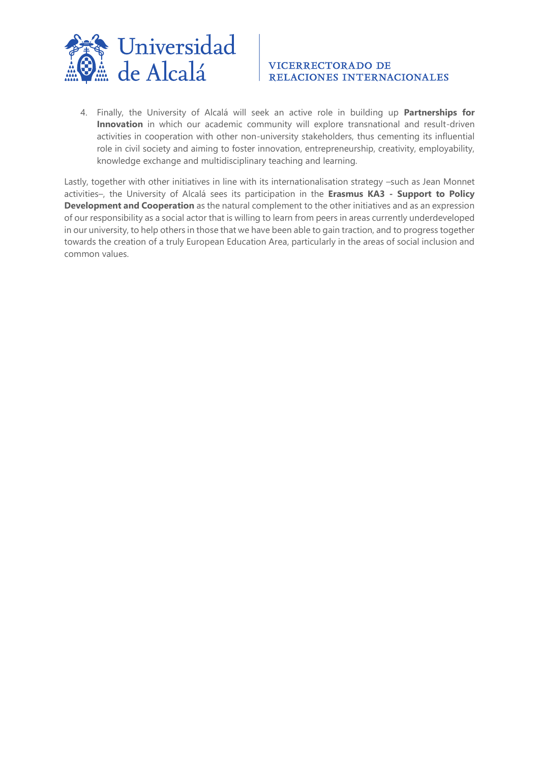4. Finally, the University of Alcalá will seek an active role in building up **Partnerships for Innovation** in which our academic community will explore transnational and result-driven activities in cooperation with other non-university stakeholders, thus cementing its influential role in civil society and aiming to foster innovation, entrepreneurship, creativity, employability, knowledge exchange and multidisciplinary teaching and learning.

Lastly, together with other initiatives in line with its internationalisation strategy –such as Jean Monnet activities–, the University of Alcalá sees its participation in the **Erasmus KA3 - Support to Policy Development and Cooperation** as the natural complement to the other initiatives and as an expression of our responsibility as a social actor that is willing to learn from peers in areas currently underdeveloped in our university, to help others in those that we have been able to gain traction, and to progress together towards the creation of a truly European Education Area, particularly in the areas of social inclusion and common values.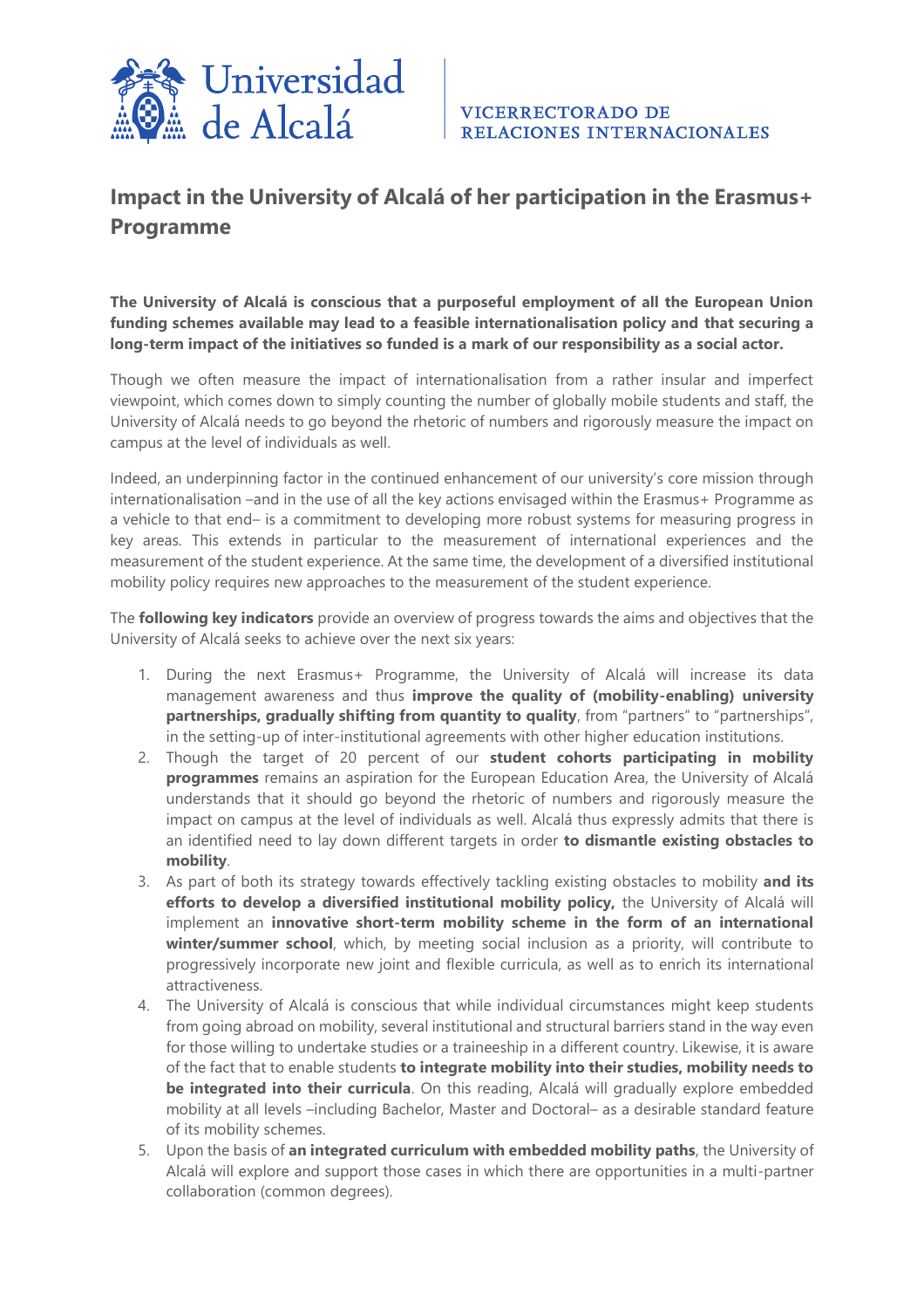# Impact in the University of Alcalá of her participation in the Erasmus+ Programme

**The University of Alcalá is conscious that a purposeful employment of all the European Union funding schemes available may lead to a feasible internationalisation policy and that securing a long-term impact of the initiatives so funded is a mark of our responsibility as a social actor.**

Though we often measure the impact of internationalisation from a rather insular and imperfect viewpoint, which comes down to simply counting the number of globally mobile students and staff, the University of Alcalá needs to go beyond the rhetoric of numbers and rigorously measure the impact on campus at the level of individuals as well.

Indeed, an underpinning factor in the continued enhancement of our university's core mission through internationalisation –and in the use of all the key actions envisaged within the Erasmus+ Programme as a vehicle to that end– is a commitment to developing more robust systems for measuring progress in key areas. This extends in particular to the measurement of international experiences and the measurement of the student experience. At the same time, the development of a diversified institutional mobility policy requires new approaches to the measurement of the student experience.

The **following key indicators** provide an overview of progress towards the aims and objectives that the University of Alcalá seeks to achieve over the next six years:

1. During the next Erasmus+ Programme, the University of Alcalá will increase its data management awareness and thus **improve the quality of (mobility-enabling) university partnerships, gradually shifting from quantity to quality**, from "partners" to "partnerships", in the setting-up of inter-institutional agreements with other higher education institutions.
2. Though the target of 20 percent of our **student cohorts participating in mobility programmes** remains an aspiration for the European Education Area, the University of Alcalá understands that it should go beyond the rhetoric of numbers and rigorously measure the impact on campus at the level of individuals as well. Alcalá thus expressly admits that there is an identified need to lay down different targets in order **to dismantle existing obstacles to mobility**.
3. As part of both its strategy towards effectively tackling existing obstacles to mobility **and its efforts to develop a diversified institutional mobility policy,** the University of Alcalá will implement an **innovative short-term mobility scheme in the form of an international winter/summer school**, which, by meeting social inclusion as a priority, will contribute to progressively incorporate new joint and flexible curricula, as well as to enrich its international attractiveness.
4. The University of Alcalá is conscious that while individual circumstances might keep students from going abroad on mobility, several institutional and structural barriers stand in the way even for those willing to undertake studies or a traineeship in a different country. Likewise, it is aware of the fact that to enable students **to integrate mobility into their studies, mobility needs to be integrated into their curricula**. On this reading, Alcalá will gradually explore embedded mobility at all levels –including Bachelor, Master and Doctoral– as a desirable standard feature of its mobility schemes.
5. Upon the basis of **an integrated curriculum with embedded mobility paths**, the University of Alcalá will explore and support those cases in which there are opportunities in a multi-partner collaboration (common degrees).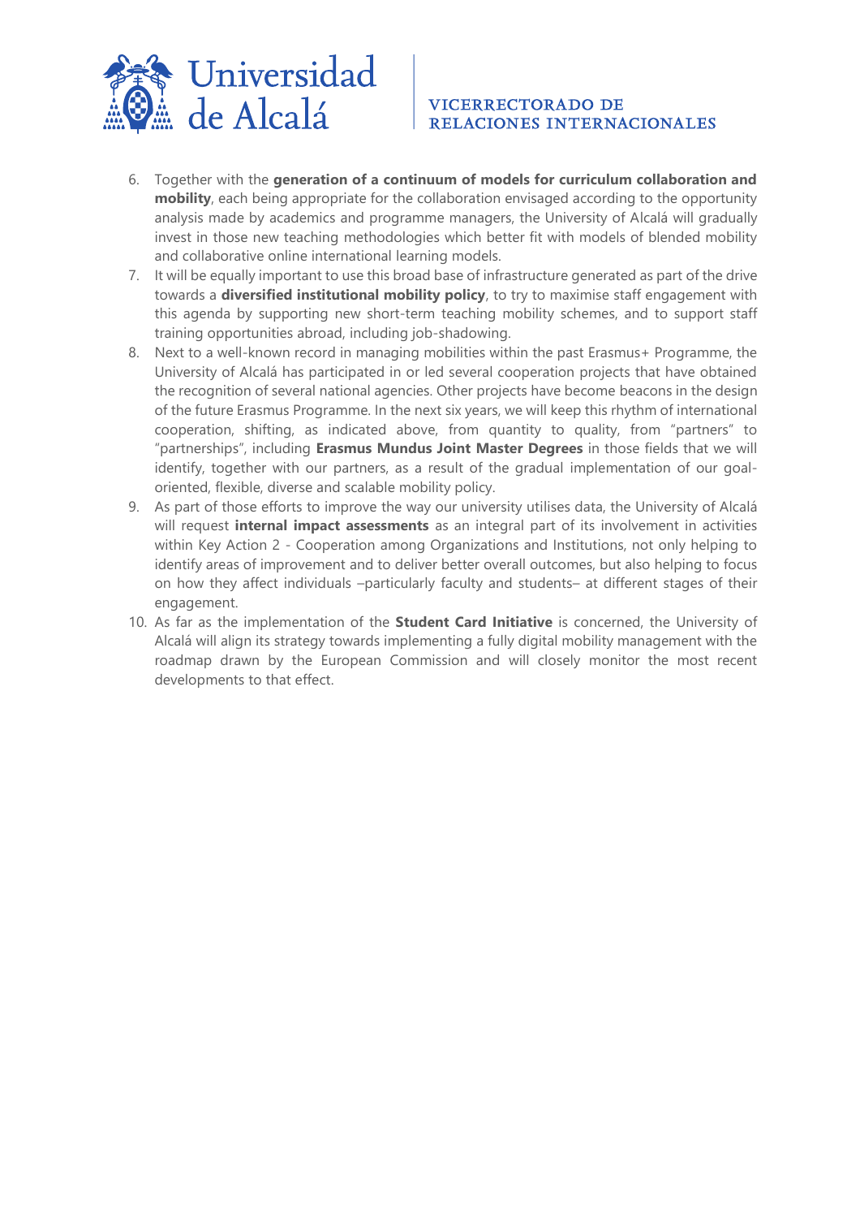6. Together with the **generation of a continuum of models for curriculum collaboration and mobility**, each being appropriate for the collaboration envisaged according to the opportunity analysis made by academics and programme managers, the University of Alcalá will gradually invest in those new teaching methodologies which better fit with models of blended mobility and collaborative online international learning models.
7. It will be equally important to use this broad base of infrastructure generated as part of the drive towards a **diversified institutional mobility policy**, to try to maximise staff engagement with this agenda by supporting new short-term teaching mobility schemes, and to support staff training opportunities abroad, including job-shadowing.
8. Next to a well-known record in managing mobilities within the past Erasmus+ Programme, the University of Alcalá has participated in or led several cooperation projects that have obtained the recognition of several national agencies. Other projects have become beacons in the design of the future Erasmus Programme. In the next six years, we will keep this rhythm of international cooperation, shifting, as indicated above, from quantity to quality, from "partners" to "partnerships", including **Erasmus Mundus Joint Master Degrees** in those fields that we will identify, together with our partners, as a result of the gradual implementation of our goal-oriented, flexible, diverse and scalable mobility policy.
9. As part of those efforts to improve the way our university utilises data, the University of Alcalá will request **internal impact assessments** as an integral part of its involvement in activities within Key Action 2 - Cooperation among Organizations and Institutions, not only helping to identify areas of improvement and to deliver better overall outcomes, but also helping to focus on how they affect individuals –particularly faculty and students– at different stages of their engagement.
10. As far as the implementation of the **Student Card Initiative** is concerned, the University of Alcalá will align its strategy towards implementing a fully digital mobility management with the roadmap drawn by the European Commission and will closely monitor the most recent developments to that effect.